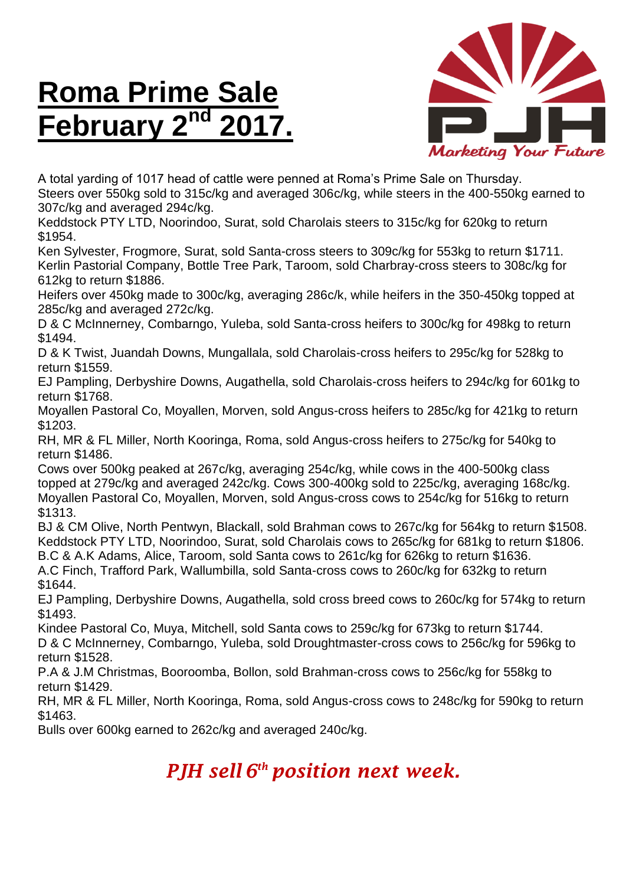# Roma Prime Sale February 2nd 2017.

PJH

*Marketing Your Future*

A total yarding of 1017 head of cattle were penned at Roma's Prime Sale on Thursday.
Steers over 550kg sold to 315c/kg and averaged 306c/kg, while steers in the 400-550kg earned to 307c/kg and averaged 294c/kg.
Keddstock PTY LTD, Noorindoo, Surat, sold Charolais steers to 315c/kg for 620kg to return $1954.
Ken Sylvester, Frogmore, Surat, sold Santa-cross steers to 309c/kg for 553kg to return $1711.
Kerlin Pastorial Company, Bottle Tree Park, Taroom, sold Charbray-cross steers to 308c/kg for 612kg to return $1886.
Heifers over 450kg made to 300c/kg, averaging 286c/k, while heifers in the 350-450kg topped at 285c/kg and averaged 272c/kg.
D & C McInnerney, Combarngo, Yuleba, sold Santa-cross heifers to 300c/kg for 498kg to return $1494.
D & K Twist, Juandah Downs, Mungallala, sold Charolais-cross heifers to 295c/kg for 528kg to return $1559.
EJ Pampling, Derbyshire Downs, Augathella, sold Charolais-cross heifers to 294c/kg for 601kg to return $1768.
Moyallen Pastoral Co, Moyallen, Morven, sold Angus-cross heifers to 285c/kg for 421kg to return $1203.
RH, MR & FL Miller, North Kooringa, Roma, sold Angus-cross heifers to 275c/kg for 540kg to return $1486.
Cows over 500kg peaked at 267c/kg, averaging 254c/kg, while cows in the 400-500kg class topped at 279c/kg and averaged 242c/kg. Cows 300-400kg sold to 225c/kg, averaging 168c/kg.
Moyallen Pastoral Co, Moyallen, Morven, sold Angus-cross cows to 254c/kg for 516kg to return $1313.
BJ & CM Olive, North Pentwyn, Blackall, sold Brahman cows to 267c/kg for 564kg to return $1508.
Keddstock PTY LTD, Noorindoo, Surat, sold Charolais cows to 265c/kg for 681kg to return $1806.
B.C & A.K Adams, Alice, Taroom, sold Santa cows to 261c/kg for 626kg to return $1636.
A.C Finch, Trafford Park, Wallumbilla, sold Santa-cross cows to 260c/kg for 632kg to return $1644.
EJ Pampling, Derbyshire Downs, Augathella, sold cross breed cows to 260c/kg for 574kg to return $1493.
Kindee Pastoral Co, Muya, Mitchell, sold Santa cows to 259c/kg for 673kg to return $1744.
D & C McInnerney, Combarngo, Yuleba, sold Droughtmaster-cross cows to 256c/kg for 596kg to return $1528.
P.A & J.M Christmas, Booroomba, Bollon, sold Brahman-cross cows to 256c/kg for 558kg to return $1429.
RH, MR & FL Miller, North Kooringa, Roma, sold Angus-cross cows to 248c/kg for 590kg to return $1463.
Bulls over 600kg earned to 262c/kg and averaged 240c/kg.

***PJH sell 6th position next week.***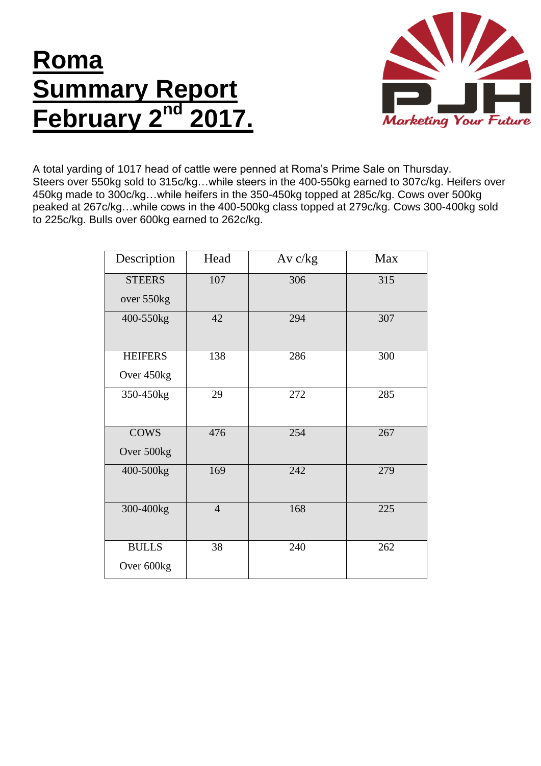# Roma Summary Report February 2nd 2017.

PJH Marketing Your Future

A total yarding of 1017 head of cattle were penned at Roma's Prime Sale on Thursday. Steers over 550kg sold to 315c/kg…while steers in the 400-550kg earned to 307c/kg. Heifers over 450kg made to 300c/kg…while heifers in the 350-450kg topped at 285c/kg. Cows over 500kg peaked at 267c/kg…while cows in the 400-500kg class topped at 279c/kg. Cows 300-400kg sold to 225c/kg. Bulls over 600kg earned to 262c/kg.

| Description | Head | Av c/kg | Max |
|---|---|---|---|
| STEERS over 550kg | 107 | 306 | 315 |
| 400-550kg | 42 | 294 | 307 |
| HEIFERS Over 450kg | 138 | 286 | 300 |
| 350-450kg | 29 | 272 | 285 |
| COWS Over 500kg | 476 | 254 | 267 |
| 400-500kg | 169 | 242 | 279 |
| 300-400kg | 4 | 168 | 225 |
| BULLS Over 600kg | 38 | 240 | 262 |